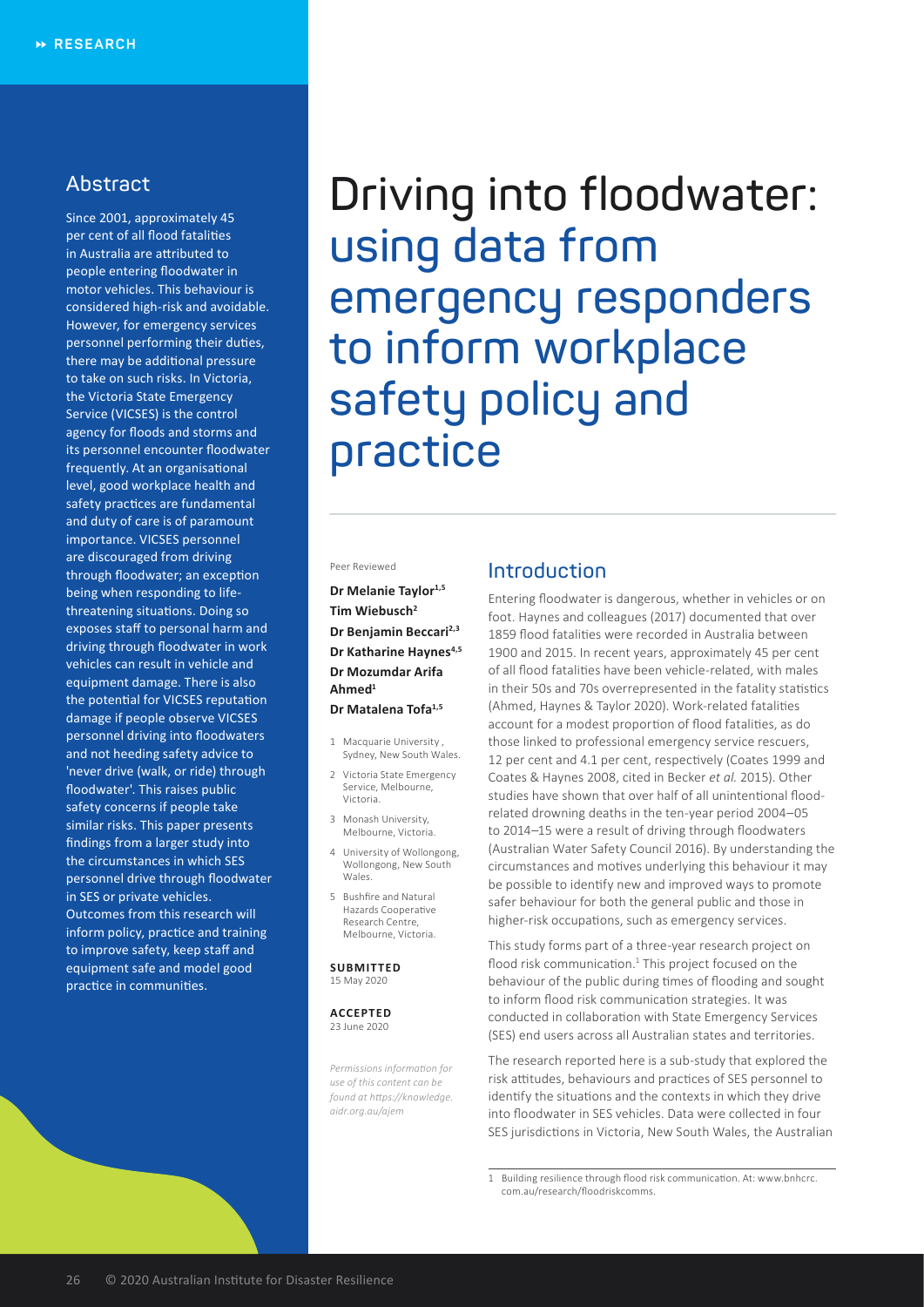# Driving into floodwater: using data from emergency responders to inform workplace safety policy and practice

Peer Reviewed

**Dr Melanie Taylor[1,5]**
**Tim Wiebusch[2]**
**Dr Benjamin Beccari[2,3]**
**Dr Katharine Haynes[4,5]**
**Dr Mozumdar Arifa Ahmed[1]**
**Dr Matalena Tofa[1,5]**

1. Macquarie University , Sydney, New South Wales.
2. Victoria State Emergency Service, Melbourne, Victoria.
3. Monash University, Melbourne, Victoria.
4. University of Wollongong, Wollongong, New South Wales.
5. Bushfire and Natural Hazards Cooperative Research Centre, Melbourne, Victoria.

**SUBMITTED**
15 May 2020

**ACCEPTED**
23 June 2020

*Permissions information for use of this content can be found at https://knowledge.aidr.org.au/ajem*

## Abstract

Since 2001, approximately 45 per cent of all flood fatalities in Australia are attributed to people entering floodwater in motor vehicles. This behaviour is considered high-risk and avoidable. However, for emergency services personnel performing their duties, there may be additional pressure to take on such risks. In Victoria, the Victoria State Emergency Service (VICSES) is the control agency for floods and storms and its personnel encounter floodwater frequently. At an organisational level, good workplace health and safety practices are fundamental and duty of care is of paramount importance. VICSES personnel are discouraged from driving through floodwater; an exception being when responding to life-threatening situations. Doing so exposes staff to personal harm and driving through floodwater in work vehicles can result in vehicle and equipment damage. There is also the potential for VICSES reputation damage if people observe VICSES personnel driving into floodwaters and not heeding safety advice to 'never drive (walk, or ride) through floodwater'. This raises public safety concerns if people take similar risks. This paper presents findings from a larger study into the circumstances in which SES personnel drive through floodwater in SES or private vehicles. Outcomes from this research will inform policy, practice and training to improve safety, keep staff and equipment safe and model good practice in communities.

## Introduction

Entering floodwater is dangerous, whether in vehicles or on foot. Haynes and colleagues (2017) documented that over 1859 flood fatalities were recorded in Australia between 1900 and 2015. In recent years, approximately 45 per cent of all flood fatalities have been vehicle-related, with males in their 50s and 70s overrepresented in the fatality statistics (Ahmed, Haynes & Taylor 2020). Work-related fatalities account for a modest proportion of flood fatalities, as do those linked to professional emergency service rescuers, 12 per cent and 4.1 per cent, respectively (Coates 1999 and Coates & Haynes 2008, cited in Becker *et al.* 2015). Other studies have shown that over half of all unintentional flood-related drowning deaths in the ten-year period 2004–05 to 2014–15 were a result of driving through floodwaters (Australian Water Safety Council 2016). By understanding the circumstances and motives underlying this behaviour it may be possible to identify new and improved ways to promote safer behaviour for both the general public and those in higher-risk occupations, such as emergency services.

This study forms part of a three-year research project on flood risk communication.[1] This project focused on the behaviour of the public during times of flooding and sought to inform flood risk communication strategies. It was conducted in collaboration with State Emergency Services (SES) end users across all Australian states and territories.

The research reported here is a sub-study that explored the risk attitudes, behaviours and practices of SES personnel to identify the situations and the contexts in which they drive into floodwater in SES vehicles. Data were collected in four SES jurisdictions in Victoria, New South Wales, the Australian

1 Building resilience through flood risk communication. At: www.bnhcrc.com.au/research/floodriskcomms.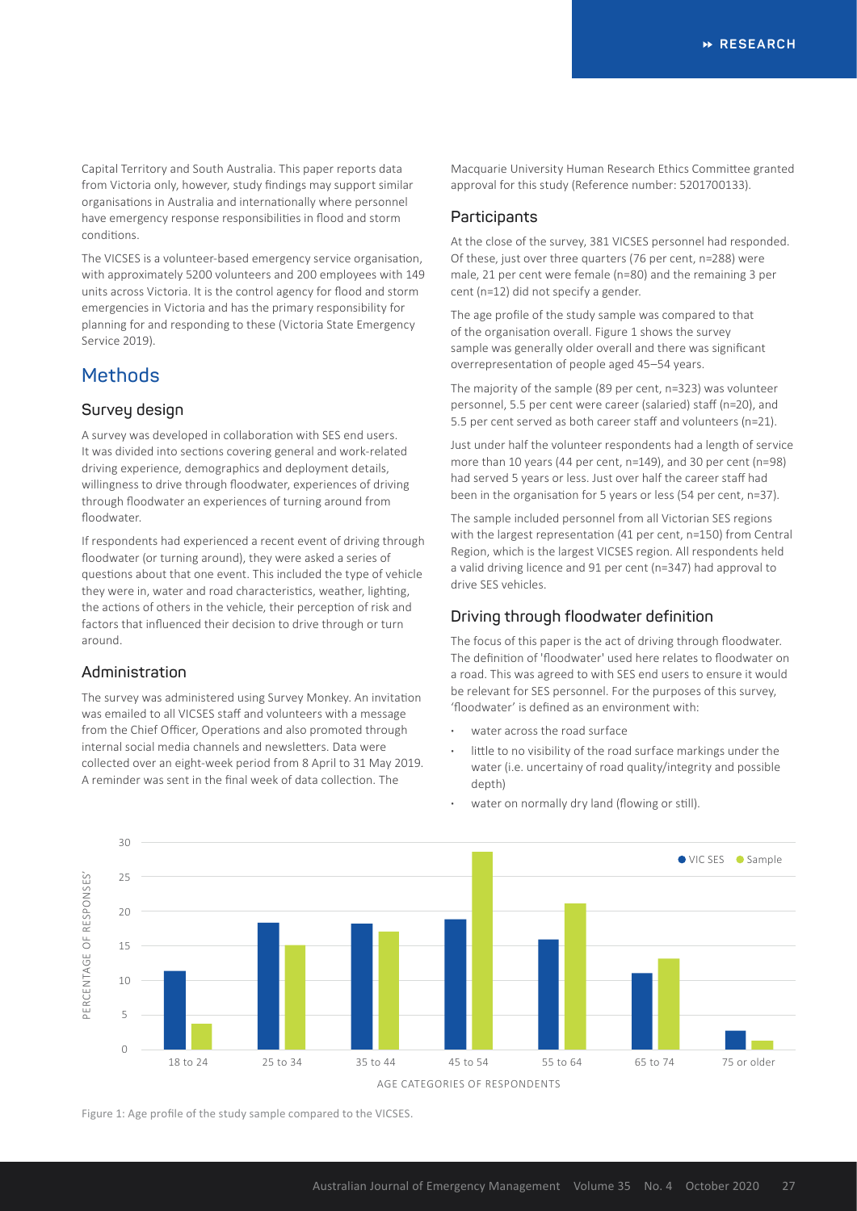Capital Territory and South Australia. This paper reports data from Victoria only, however, study findings may support similar organisations in Australia and internationally where personnel have emergency response responsibilities in flood and storm conditions.

The VICSES is a volunteer-based emergency service organisation, with approximately 5200 volunteers and 200 employees with 149 units across Victoria. It is the control agency for flood and storm emergencies in Victoria and has the primary responsibility for planning for and responding to these (Victoria State Emergency Service 2019).

# Methods

## Survey design

A survey was developed in collaboration with SES end users. It was divided into sections covering general and work-related driving experience, demographics and deployment details, willingness to drive through floodwater, experiences of driving through floodwater an experiences of turning around from floodwater.

If respondents had experienced a recent event of driving through floodwater (or turning around), they were asked a series of questions about that one event. This included the type of vehicle they were in, water and road characteristics, weather, lighting, the actions of others in the vehicle, their perception of risk and factors that influenced their decision to drive through or turn around.

## Administration

The survey was administered using Survey Monkey. An invitation was emailed to all VICSES staff and volunteers with a message from the Chief Officer, Operations and also promoted through internal social media channels and newsletters. Data were collected over an eight-week period from 8 April to 31 May 2019. A reminder was sent in the final week of data collection. The Macquarie University Human Research Ethics Committee granted approval for this study (Reference number: 5201700133).

## Participants

At the close of the survey, 381 VICSES personnel had responded. Of these, just over three quarters (76 per cent, n=288) were male, 21 per cent were female (n=80) and the remaining 3 per cent (n=12) did not specify a gender.

The age profile of the study sample was compared to that of the organisation overall. Figure 1 shows the survey sample was generally older overall and there was significant overrepresentation of people aged 45–54 years.

The majority of the sample (89 per cent, n=323) was volunteer personnel, 5.5 per cent were career (salaried) staff (n=20), and 5.5 per cent served as both career staff and volunteers (n=21).

Just under half the volunteer respondents had a length of service more than 10 years (44 per cent, n=149), and 30 per cent (n=98) had served 5 years or less. Just over half the career staff had been in the organisation for 5 years or less (54 per cent, n=37).

The sample included personnel from all Victorian SES regions with the largest representation (41 per cent, n=150) from Central Region, which is the largest VICSES region. All respondents held a valid driving licence and 91 per cent (n=347) had approval to drive SES vehicles.

## Driving through floodwater definition

The focus of this paper is the act of driving through floodwater. The definition of 'floodwater' used here relates to floodwater on a road. This was agreed to with SES end users to ensure it would be relevant for SES personnel. For the purposes of this survey, 'floodwater' is defined as an environment with:

- water across the road surface
- little to no visibility of the road surface markings under the water (i.e. uncertainy of road quality/integrity and possible depth)
- water on normally dry land (flowing or still).

Figure 1: Age profile of the study sample compared to the VICSES.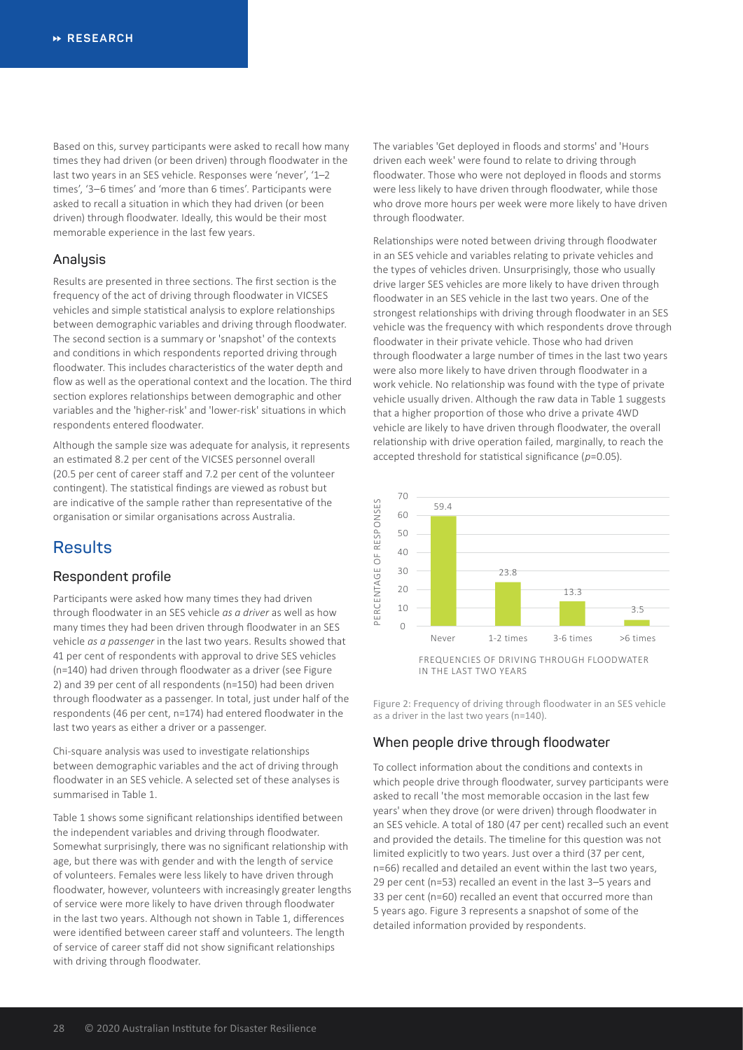Based on this, survey participants were asked to recall how many times they had driven (or been driven) through floodwater in the last two years in an SES vehicle. Responses were 'never', '1–2 times', '3–6 times' and 'more than 6 times'. Participants were asked to recall a situation in which they had driven (or been driven) through floodwater. Ideally, this would be their most memorable experience in the last few years.

### Analysis

Results are presented in three sections. The first section is the frequency of the act of driving through floodwater in VICSES vehicles and simple statistical analysis to explore relationships between demographic variables and driving through floodwater. The second section is a summary or 'snapshot' of the contexts and conditions in which respondents reported driving through floodwater. This includes characteristics of the water depth and flow as well as the operational context and the location. The third section explores relationships between demographic and other variables and the 'higher-risk' and 'lower-risk' situations in which respondents entered floodwater.

Although the sample size was adequate for analysis, it represents an estimated 8.2 per cent of the VICSES personnel overall (20.5 per cent of career staff and 7.2 per cent of the volunteer contingent). The statistical findings are viewed as robust but are indicative of the sample rather than representative of the organisation or similar organisations across Australia.

## Results

### Respondent profile

Participants were asked how many times they had driven through floodwater in an SES vehicle *as a driver* as well as how many times they had been driven through floodwater in an SES vehicle *as a passenger* in the last two years. Results showed that 41 per cent of respondents with approval to drive SES vehicles (n=140) had driven through floodwater as a driver (see Figure 2) and 39 per cent of all respondents (n=150) had been driven through floodwater as a passenger. In total, just under half of the respondents (46 per cent, n=174) had entered floodwater in the last two years as either a driver or a passenger.

Chi-square analysis was used to investigate relationships between demographic variables and the act of driving through floodwater in an SES vehicle. A selected set of these analyses is summarised in Table 1.

Table 1 shows some significant relationships identified between the independent variables and driving through floodwater. Somewhat surprisingly, there was no significant relationship with age, but there was with gender and with the length of service of volunteers. Females were less likely to have driven through floodwater, however, volunteers with increasingly greater lengths of service were more likely to have driven through floodwater in the last two years. Although not shown in Table 1, differences were identified between career staff and volunteers. The length of service of career staff did not show significant relationships with driving through floodwater.

The variables 'Get deployed in floods and storms' and 'Hours driven each week' were found to relate to driving through floodwater. Those who were not deployed in floods and storms were less likely to have driven through floodwater, while those who drove more hours per week were more likely to have driven through floodwater.

Relationships were noted between driving through floodwater in an SES vehicle and variables relating to private vehicles and the types of vehicles driven. Unsurprisingly, those who usually drive larger SES vehicles are more likely to have driven through floodwater in an SES vehicle in the last two years. One of the strongest relationships with driving through floodwater in an SES vehicle was the frequency with which respondents drove through floodwater in their private vehicle. Those who had driven through floodwater a large number of times in the last two years were also more likely to have driven through floodwater in a work vehicle. No relationship was found with the type of private vehicle usually driven. Although the raw data in Table 1 suggests that a higher proportion of those who drive a private 4WD vehicle are likely to have driven through floodwater, the overall relationship with drive operation failed, marginally, to reach the accepted threshold for statistical significance ($p$=0.05).

| Frequencies of driving through floodwater in the last two years | Percentage of responses |
|---|---|
| Never | 59.4 |
| 1-2 times | 23.8 |
| 3-6 times | 13.3 |
| >6 times | 3.5 |

Figure 2: Frequency of driving through floodwater in an SES vehicle as a driver in the last two years (n=140).

### When people drive through floodwater

To collect information about the conditions and contexts in which people drive through floodwater, survey participants were asked to recall 'the most memorable occasion in the last few years' when they drove (or were driven) through floodwater in an SES vehicle. A total of 180 (47 per cent) recalled such an event and provided the details. The timeline for this question was not limited explicitly to two years. Just over a third (37 per cent, n=66) recalled and detailed an event within the last two years, 29 per cent (n=53) recalled an event in the last 3–5 years and 33 per cent (n=60) recalled an event that occurred more than 5 years ago. Figure 3 represents a snapshot of some of the detailed information provided by respondents.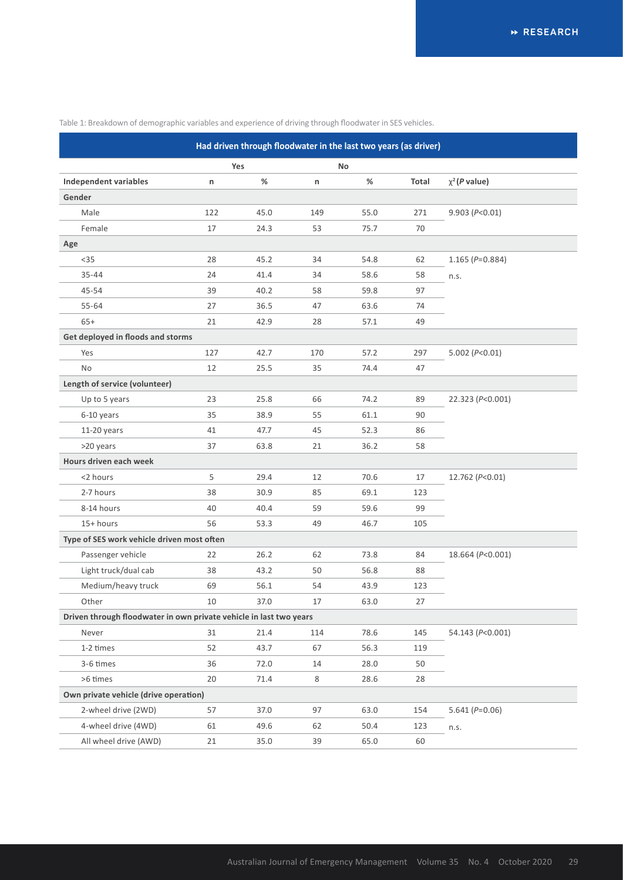Table 1: Breakdown of demographic variables and experience of driving through floodwater in SES vehicles.

| | Had driven through floodwater in the last two years (as driver) | | | | | |
|---|---|---|---|---|---|---|
| | Yes | | No | | | |
| **Independent variables** | **n** | **%** | **n** | **%** | **Total** | **$\chi^2$ (*P* value)** |
| **Gender** | | | | | | |
| Male | 122 | 45.0 | 149 | 55.0 | 271 | 9.903 ($P<0.01$) |
| Female | 17 | 24.3 | 53 | 75.7 | 70 | |
| **Age** | | | | | | |
| <35 | 28 | 45.2 | 34 | 54.8 | 62 | 1.165 ($P=0.884$) n.s. |
| 35-44 | 24 | 41.4 | 34 | 58.6 | 58 | |
| 45-54 | 39 | 40.2 | 58 | 59.8 | 97 | |
| 55-64 | 27 | 36.5 | 47 | 63.6 | 74 | |
| 65+ | 21 | 42.9 | 28 | 57.1 | 49 | |
| **Get deployed in floods and storms** | | | | | | |
| Yes | 127 | 42.7 | 170 | 57.2 | 297 | 5.002 ($P<0.01$) |
| No | 12 | 25.5 | 35 | 74.4 | 47 | |
| **Length of service (volunteer)** | | | | | | |
| Up to 5 years | 23 | 25.8 | 66 | 74.2 | 89 | 22.323 ($P<0.001$) |
| 6-10 years | 35 | 38.9 | 55 | 61.1 | 90 | |
| 11-20 years | 41 | 47.7 | 45 | 52.3 | 86 | |
| >20 years | 37 | 63.8 | 21 | 36.2 | 58 | |
| **Hours driven each week** | | | | | | |
| <2 hours | 5 | 29.4 | 12 | 70.6 | 17 | 12.762 ($P<0.01$) |
| 2-7 hours | 38 | 30.9 | 85 | 69.1 | 123 | |
| 8-14 hours | 40 | 40.4 | 59 | 59.6 | 99 | |
| 15+ hours | 56 | 53.3 | 49 | 46.7 | 105 | |
| **Type of SES work vehicle driven most often** | | | | | | |
| Passenger vehicle | 22 | 26.2 | 62 | 73.8 | 84 | 18.664 ($P<0.001$) |
| Light truck/dual cab | 38 | 43.2 | 50 | 56.8 | 88 | |
| Medium/heavy truck | 69 | 56.1 | 54 | 43.9 | 123 | |
| Other | 10 | 37.0 | 17 | 63.0 | 27 | |
| **Driven through floodwater in own private vehicle in last two years** | | | | | | |
| Never | 31 | 21.4 | 114 | 78.6 | 145 | 54.143 ($P<0.001$) |
| 1-2 times | 52 | 43.7 | 67 | 56.3 | 119 | |
| 3-6 times | 36 | 72.0 | 14 | 28.0 | 50 | |
| >6 times | 20 | 71.4 | 8 | 28.6 | 28 | |
| **Own private vehicle (drive operation)** | | | | | | |
| 2-wheel drive (2WD) | 57 | 37.0 | 97 | 63.0 | 154 | 5.641 ($P=0.06$) n.s. |
| 4-wheel drive (4WD) | 61 | 49.6 | 62 | 50.4 | 123 | |
| All wheel drive (AWD) | 21 | 35.0 | 39 | 65.0 | 60 | |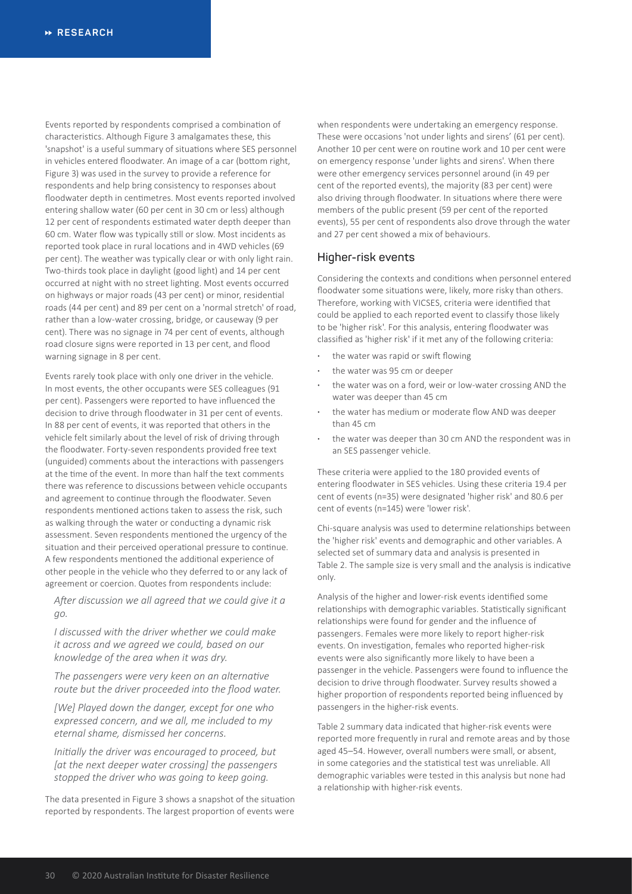Events reported by respondents comprised a combination of characteristics. Although Figure 3 amalgamates these, this 'snapshot' is a useful summary of situations where SES personnel in vehicles entered floodwater. An image of a car (bottom right, Figure 3) was used in the survey to provide a reference for respondents and help bring consistency to responses about floodwater depth in centimetres. Most events reported involved entering shallow water (60 per cent in 30 cm or less) although 12 per cent of respondents estimated water depth deeper than 60 cm. Water flow was typically still or slow. Most incidents as reported took place in rural locations and in 4WD vehicles (69 per cent). The weather was typically clear or with only light rain. Two-thirds took place in daylight (good light) and 14 per cent occurred at night with no street lighting. Most events occurred on highways or major roads (43 per cent) or minor, residential roads (44 per cent) and 89 per cent on a 'normal stretch' of road, rather than a low-water crossing, bridge, or causeway (9 per cent). There was no signage in 74 per cent of events, although road closure signs were reported in 13 per cent, and flood warning signage in 8 per cent.

Events rarely took place with only one driver in the vehicle. In most events, the other occupants were SES colleagues (91 per cent). Passengers were reported to have influenced the decision to drive through floodwater in 31 per cent of events. In 88 per cent of events, it was reported that others in the vehicle felt similarly about the level of risk of driving through the floodwater. Forty-seven respondents provided free text (unguided) comments about the interactions with passengers at the time of the event. In more than half the text comments there was reference to discussions between vehicle occupants and agreement to continue through the floodwater. Seven respondents mentioned actions taken to assess the risk, such as walking through the water or conducting a dynamic risk assessment. Seven respondents mentioned the urgency of the situation and their perceived operational pressure to continue. A few respondents mentioned the additional experience of other people in the vehicle who they deferred to or any lack of agreement or coercion. Quotes from respondents include:

> *After discussion we all agreed that we could give it a go.*

> *I discussed with the driver whether we could make it across and we agreed we could, based on our knowledge of the area when it was dry.*

> *The passengers were very keen on an alternative route but the driver proceeded into the flood water.*

> *[We] Played down the danger, except for one who expressed concern, and we all, me included to my eternal shame, dismissed her concerns.*

> *Initially the driver was encouraged to proceed, but [at the next deeper water crossing] the passengers stopped the driver who was going to keep going.*

The data presented in Figure 3 shows a snapshot of the situation reported by respondents. The largest proportion of events were when respondents were undertaking an emergency response. These were occasions 'not under lights and sirens' (61 per cent). Another 10 per cent were on routine work and 10 per cent were on emergency response 'under lights and sirens'. When there were other emergency services personnel around (in 49 per cent of the reported events), the majority (83 per cent) were also driving through floodwater. In situations where there were members of the public present (59 per cent of the reported events), 55 per cent of respondents also drove through the water and 27 per cent showed a mix of behaviours.

## Higher-risk events

Considering the contexts and conditions when personnel entered floodwater some situations were, likely, more risky than others. Therefore, working with VICSES, criteria were identified that could be applied to each reported event to classify those likely to be 'higher risk'. For this analysis, entering floodwater was classified as 'higher risk' if it met any of the following criteria:

- the water was rapid or swift flowing
- the water was 95 cm or deeper
- the water was on a ford, weir or low-water crossing AND the water was deeper than 45 cm
- the water has medium or moderate flow AND was deeper than 45 cm
- the water was deeper than 30 cm AND the respondent was in an SES passenger vehicle.

These criteria were applied to the 180 provided events of entering floodwater in SES vehicles. Using these criteria 19.4 per cent of events (n=35) were designated 'higher risk' and 80.6 per cent of events (n=145) were 'lower risk'.

Chi-square analysis was used to determine relationships between the 'higher risk' events and demographic and other variables. A selected set of summary data and analysis is presented in Table 2. The sample size is very small and the analysis is indicative only.

Analysis of the higher and lower-risk events identified some relationships with demographic variables. Statistically significant relationships were found for gender and the influence of passengers. Females were more likely to report higher-risk events. On investigation, females who reported higher-risk events were also significantly more likely to have been a passenger in the vehicle. Passengers were found to influence the decision to drive through floodwater. Survey results showed a higher proportion of respondents reported being influenced by passengers in the higher-risk events.

Table 2 summary data indicated that higher-risk events were reported more frequently in rural and remote areas and by those aged 45–54. However, overall numbers were small, or absent, in some categories and the statistical test was unreliable. All demographic variables were tested in this analysis but none had a relationship with higher-risk events.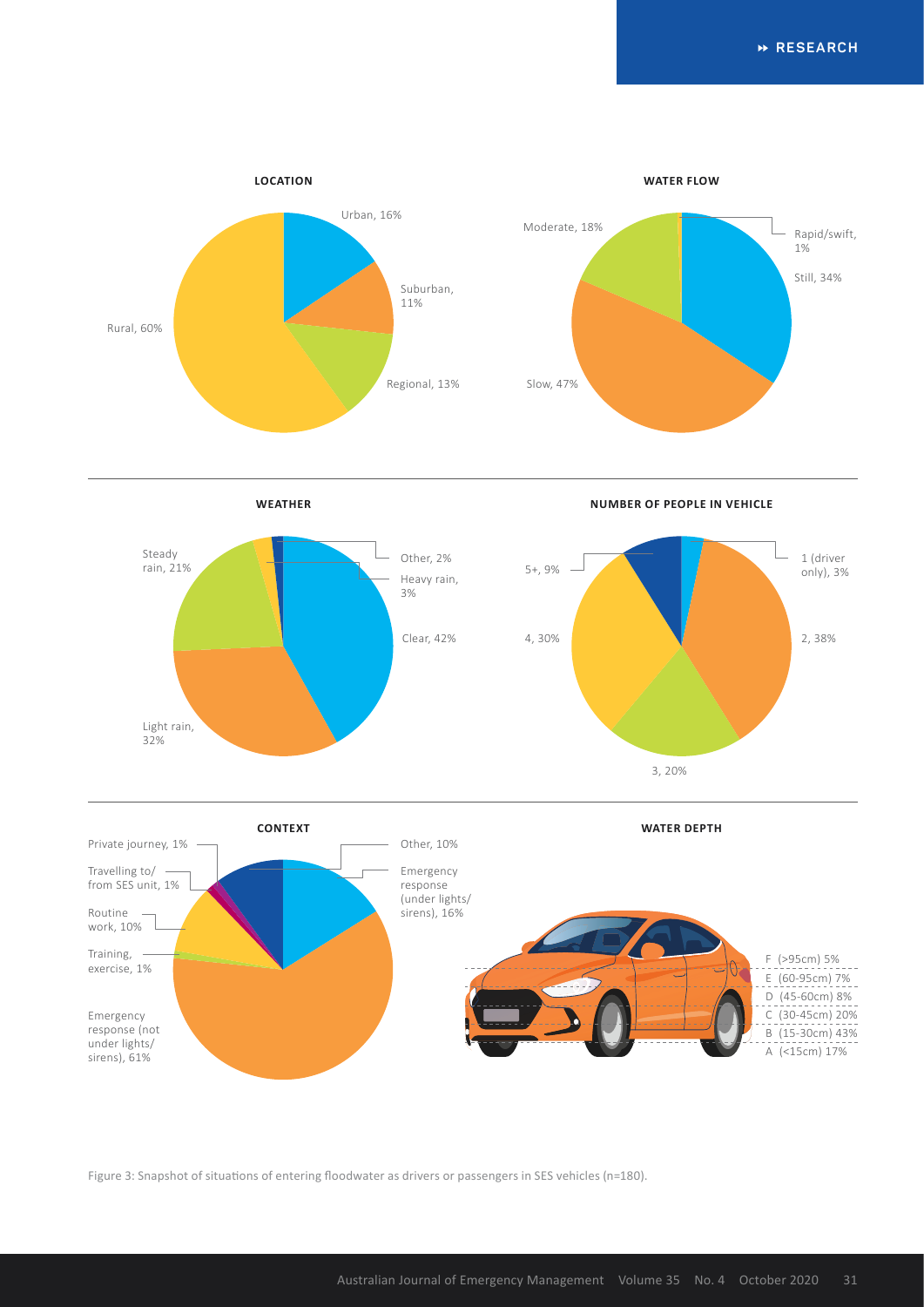**LOCATION**

Urban, 16%
Suburban, 11%
Regional, 13%
Rural, 60%

**WATER FLOW**

Rapid/swift, 1%
Still, 34%
Slow, 47%
Moderate, 18%

**WEATHER**

Other, 2%
Heavy rain, 3%
Clear, 42%
Light rain, 32%
Steady rain, 21%

**NUMBER OF PEOPLE IN VEHICLE**

1 (driver only), 3%
2, 38%
3, 20%
4, 30%
5+, 9%

**CONTEXT**

Other, 10%
Emergency response (under lights/sirens), 16%
Emergency response (not under lights/sirens), 61%
Training, exercise, 1%
Routine work, 10%
Travelling to/from SES unit, 1%
Private journey, 1%

**WATER DEPTH**

F (>95cm) 5%
E (60-95cm) 7%
D (45-60cm) 8%
C (30-45cm) 20%
B (15-30cm) 43%
A (<15cm) 17%

Figure 3: Snapshot of situations of entering floodwater as drivers or passengers in SES vehicles (n=180).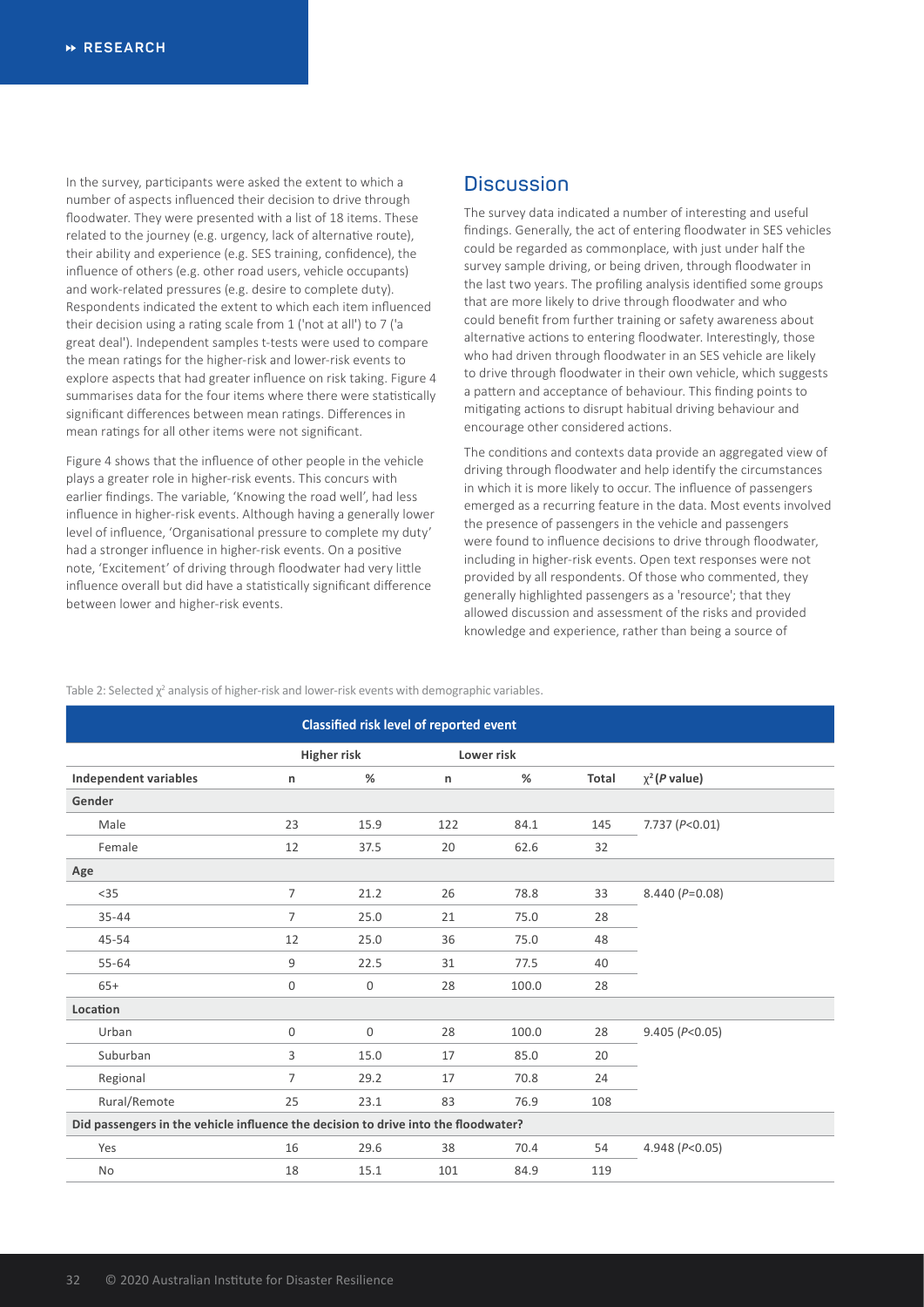In the survey, participants were asked the extent to which a number of aspects influenced their decision to drive through floodwater. They were presented with a list of 18 items. These related to the journey (e.g. urgency, lack of alternative route), their ability and experience (e.g. SES training, confidence), the influence of others (e.g. other road users, vehicle occupants) and work-related pressures (e.g. desire to complete duty). Respondents indicated the extent to which each item influenced their decision using a rating scale from 1 ('not at all') to 7 ('a great deal'). Independent samples t-tests were used to compare the mean ratings for the higher-risk and lower-risk events to explore aspects that had greater influence on risk taking. Figure 4 summarises data for the four items where there were statistically significant differences between mean ratings. Differences in mean ratings for all other items were not significant.

Figure 4 shows that the influence of other people in the vehicle plays a greater role in higher-risk events. This concurs with earlier findings. The variable, 'Knowing the road well', had less influence in higher-risk events. Although having a generally lower level of influence, 'Organisational pressure to complete my duty' had a stronger influence in higher-risk events. On a positive note, 'Excitement' of driving through floodwater had very little influence overall but did have a statistically significant difference between lower and higher-risk events.

## Discussion

The survey data indicated a number of interesting and useful findings. Generally, the act of entering floodwater in SES vehicles could be regarded as commonplace, with just under half the survey sample driving, or being driven, through floodwater in the last two years. The profiling analysis identified some groups that are more likely to drive through floodwater and who could benefit from further training or safety awareness about alternative actions to entering floodwater. Interestingly, those who had driven through floodwater in an SES vehicle are likely to drive through floodwater in their own vehicle, which suggests a pattern and acceptance of behaviour. This finding points to mitigating actions to disrupt habitual driving behaviour and encourage other considered actions.

The conditions and contexts data provide an aggregated view of driving through floodwater and help identify the circumstances in which it is more likely to occur. The influence of passengers emerged as a recurring feature in the data. Most events involved the presence of passengers in the vehicle and passengers were found to influence decisions to drive through floodwater, including in higher-risk events. Open text responses were not provided by all respondents. Of those who commented, they generally highlighted passengers as a 'resource'; that they allowed discussion and assessment of the risks and provided knowledge and experience, rather than being a source of

Table 2: Selected $\chi^2$ analysis of higher-risk and lower-risk events with demographic variables.

| Classified risk level of reported event | | | | | | |
|---|---|---|---|---|---|---|
| | Higher risk | | Lower risk | | | |
| **Independent variables** | **n** | **%** | **n** | **%** | **Total** | **$\chi^2$ (*P* value)** |
| **Gender** | | | | | | |
| Male | 23 | 15.9 | 122 | 84.1 | 145 | 7.737 ($P<0.01$) |
| Female | 12 | 37.5 | 20 | 62.6 | 32 | |
| **Age** | | | | | | |
| <35 | 7 | 21.2 | 26 | 78.8 | 33 | 8.440 ($P=0.08$) |
| 35-44 | 7 | 25.0 | 21 | 75.0 | 28 | |
| 45-54 | 12 | 25.0 | 36 | 75.0 | 48 | |
| 55-64 | 9 | 22.5 | 31 | 77.5 | 40 | |
| 65+ | 0 | 0 | 28 | 100.0 | 28 | |
| **Location** | | | | | | |
| Urban | 0 | 0 | 28 | 100.0 | 28 | 9.405 ($P<0.05$) |
| Suburban | 3 | 15.0 | 17 | 85.0 | 20 | |
| Regional | 7 | 29.2 | 17 | 70.8 | 24 | |
| Rural/Remote | 25 | 23.1 | 83 | 76.9 | 108 | |
| **Did passengers in the vehicle influence the decision to drive into the floodwater?** | | | | | | |
| Yes | 16 | 29.6 | 38 | 70.4 | 54 | 4.948 ($P<0.05$) |
| No | 18 | 15.1 | 101 | 84.9 | 119 | |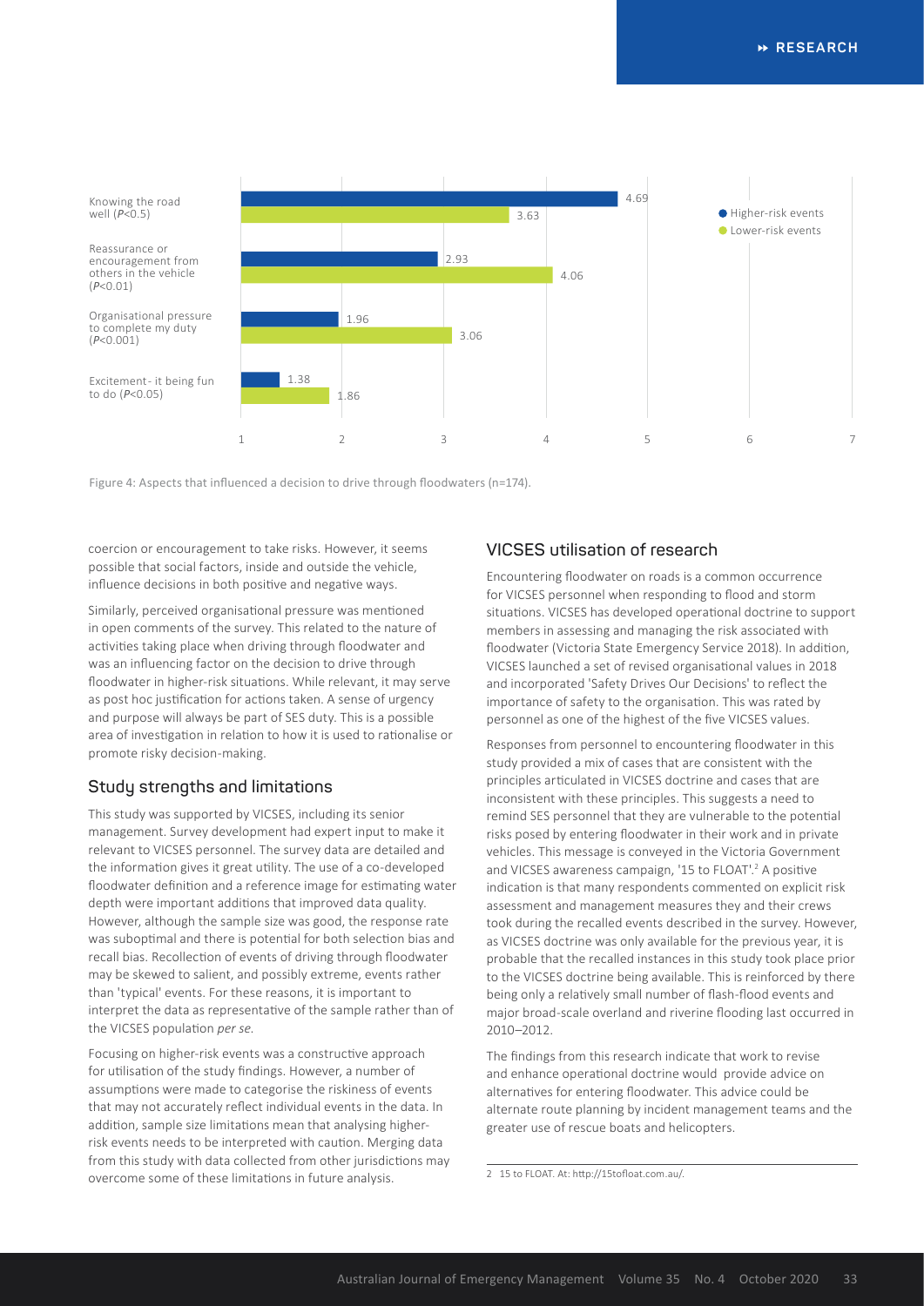| Aspect | Higher-risk events | Lower-risk events |
|---|---|---|
| Knowing the road well ($P<0.5$) | 4.69 | 3.63 |
| Reassurance or encouragement from others in the vehicle ($P<0.01$) | 2.93 | 4.06 |
| Organisational pressure to complete my duty ($P<0.001$) | 1.96 | 3.06 |
| Excitement - it being fun to do ($P<0.05$) | 1.38 | 1.86 |

Figure 4: Aspects that influenced a decision to drive through floodwaters (n=174).

coercion or encouragement to take risks. However, it seems possible that social factors, inside and outside the vehicle, influence decisions in both positive and negative ways.

Similarly, perceived organisational pressure was mentioned in open comments of the survey. This related to the nature of activities taking place when driving through floodwater and was an influencing factor on the decision to drive through floodwater in higher-risk situations. While relevant, it may serve as post hoc justification for actions taken. A sense of urgency and purpose will always be part of SES duty. This is a possible area of investigation in relation to how it is used to rationalise or promote risky decision-making.

## Study strengths and limitations

This study was supported by VICSES, including its senior management. Survey development had expert input to make it relevant to VICSES personnel. The survey data are detailed and the information gives it great utility. The use of a co-developed floodwater definition and a reference image for estimating water depth were important additions that improved data quality. However, although the sample size was good, the response rate was suboptimal and there is potential for both selection bias and recall bias. Recollection of events of driving through floodwater may be skewed to salient, and possibly extreme, events rather than 'typical' events. For these reasons, it is important to interpret the data as representative of the sample rather than of the VICSES population *per se*.

Focusing on higher-risk events was a constructive approach for utilisation of the study findings. However, a number of assumptions were made to categorise the riskiness of events that may not accurately reflect individual events in the data. In addition, sample size limitations mean that analysing higher-risk events needs to be interpreted with caution. Merging data from this study with data collected from other jurisdictions may overcome some of these limitations in future analysis.

## VICSES utilisation of research

Encountering floodwater on roads is a common occurrence for VICSES personnel when responding to flood and storm situations. VICSES has developed operational doctrine to support members in assessing and managing the risk associated with floodwater (Victoria State Emergency Service 2018). In addition, VICSES launched a set of revised organisational values in 2018 and incorporated 'Safety Drives Our Decisions' to reflect the importance of safety to the organisation. This was rated by personnel as one of the highest of the five VICSES values.

Responses from personnel to encountering floodwater in this study provided a mix of cases that are consistent with the principles articulated in VICSES doctrine and cases that are inconsistent with these principles. This suggests a need to remind SES personnel that they are vulnerable to the potential risks posed by entering floodwater in their work and in private vehicles. This message is conveyed in the Victoria Government and VICSES awareness campaign, '15 to FLOAT'.[2] A positive indication is that many respondents commented on explicit risk assessment and management measures they and their crews took during the recalled events described in the survey. However, as VICSES doctrine was only available for the previous year, it is probable that the recalled instances in this study took place prior to the VICSES doctrine being available. This is reinforced by there being only a relatively small number of flash-flood events and major broad-scale overland and riverine flooding last occurred in 2010–2012.

The findings from this research indicate that work to revise and enhance operational doctrine would provide advice on alternatives for entering floodwater. This advice could be alternate route planning by incident management teams and the greater use of rescue boats and helicopters.

2 15 to FLOAT. At: http://15tofloat.com.au/.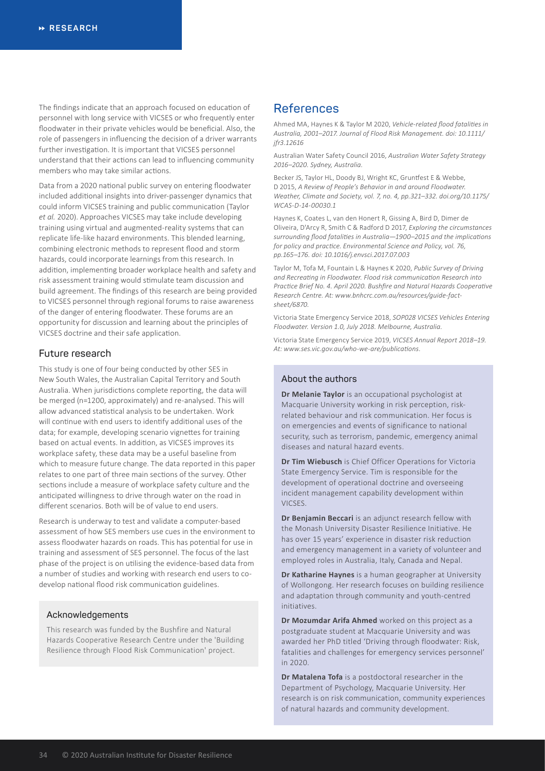The findings indicate that an approach focused on education of personnel with long service with VICSES or who frequently enter floodwater in their private vehicles would be beneficial. Also, the role of passengers in influencing the decision of a driver warrants further investigation. It is important that VICSES personnel understand that their actions can lead to influencing community members who may take similar actions.

Data from a 2020 national public survey on entering floodwater included additional insights into driver-passenger dynamics that could inform VICSES training and public communication (Taylor *et al.* 2020). Approaches VICSES may take include developing training using virtual and augmented-reality systems that can replicate life-like hazard environments. This blended learning, combining electronic methods to represent flood and storm hazards, could incorporate learnings from this research. In addition, implementing broader workplace health and safety and risk assessment training would stimulate team discussion and build agreement. The findings of this research are being provided to VICSES personnel through regional forums to raise awareness of the danger of entering floodwater. These forums are an opportunity for discussion and learning about the principles of VICSES doctrine and their safe application.

## Future research

This study is one of four being conducted by other SES in New South Wales, the Australian Capital Territory and South Australia. When jurisdictions complete reporting, the data will be merged (n=1200, approximately) and re-analysed. This will allow advanced statistical analysis to be undertaken. Work will continue with end users to identify additional uses of the data; for example, developing scenario vignettes for training based on actual events. In addition, as VICSES improves its workplace safety, these data may be a useful baseline from which to measure future change. The data reported in this paper relates to one part of three main sections of the survey. Other sections include a measure of workplace safety culture and the anticipated willingness to drive through water on the road in different scenarios. Both will be of value to end users.

Research is underway to test and validate a computer-based assessment of how SES members use cues in the environment to assess floodwater hazards on roads. This has potential for use in training and assessment of SES personnel. The focus of the last phase of the project is on utilising the evidence-based data from a number of studies and working with research end users to co-develop national flood risk communication guidelines.

### Acknowledgements

This research was funded by the Bushfire and Natural Hazards Cooperative Research Centre under the 'Building Resilience through Flood Risk Communication' project.

## References

Ahmed MA, Haynes K & Taylor M 2020, *Vehicle-related flood fatalities in Australia, 2001–2017. Journal of Flood Risk Management. doi: 10.1111/jfr3.12616*

Australian Water Safety Council 2016, *Australian Water Safety Strategy 2016–2020. Sydney, Australia.*

Becker JS, Taylor HL, Doody BJ, Wright KC, Gruntfest E & Webbe, D 2015, *A Review of People's Behavior in and around Floodwater. Weather, Climate and Society, vol. 7, no. 4, pp.321–332. doi.org/10.1175/WCAS-D-14-00030.1*

Haynes K, Coates L, van den Honert R, Gissing A, Bird D, Dimer de Oliveira, D'Arcy R, Smith C & Radford D 2017, *Exploring the circumstances surrounding flood fatalities in Australia—1900–2015 and the implications for policy and practice. Environmental Science and Policy, vol. 76, pp.165–176. doi: 10.1016/j.envsci.2017.07.003*

Taylor M, Tofa M, Fountain L & Haynes K 2020, *Public Survey of Driving and Recreating in Floodwater. Flood risk communication Research into Practice Brief No. 4. April 2020. Bushfire and Natural Hazards Cooperative Research Centre. At: www.bnhcrc.com.au/resources/guide-fact-sheet/6870.*

Victoria State Emergency Service 2018, *SOP028 VICSES Vehicles Entering Floodwater. Version 1.0, July 2018. Melbourne, Australia.*

Victoria State Emergency Service 2019, *VICSES Annual Report 2018–19. At: www.ses.vic.gov.au/who-we-are/publications.*

### About the authors

**Dr Melanie Taylor** is an occupational psychologist at Macquarie University working in risk perception, risk-related behaviour and risk communication. Her focus is on emergencies and events of significance to national security, such as terrorism, pandemic, emergency animal diseases and natural hazard events.

**Dr Tim Wiebusch** is Chief Officer Operations for Victoria State Emergency Service. Tim is responsible for the development of operational doctrine and overseeing incident management capability development within VICSES.

**Dr Benjamin Beccari** is an adjunct research fellow with the Monash University Disaster Resilience Initiative. He has over 15 years' experience in disaster risk reduction and emergency management in a variety of volunteer and employed roles in Australia, Italy, Canada and Nepal.

**Dr Katharine Haynes** is a human geographer at University of Wollongong. Her research focuses on building resilience and adaptation through community and youth-centred initiatives.

**Dr Mozumdar Arifa Ahmed** worked on this project as a postgraduate student at Macquarie University and was awarded her PhD titled 'Driving through floodwater: Risk, fatalities and challenges for emergency services personnel' in 2020.

**Dr Matalena Tofa** is a postdoctoral researcher in the Department of Psychology, Macquarie University. Her research is on risk communication, community experiences of natural hazards and community development.